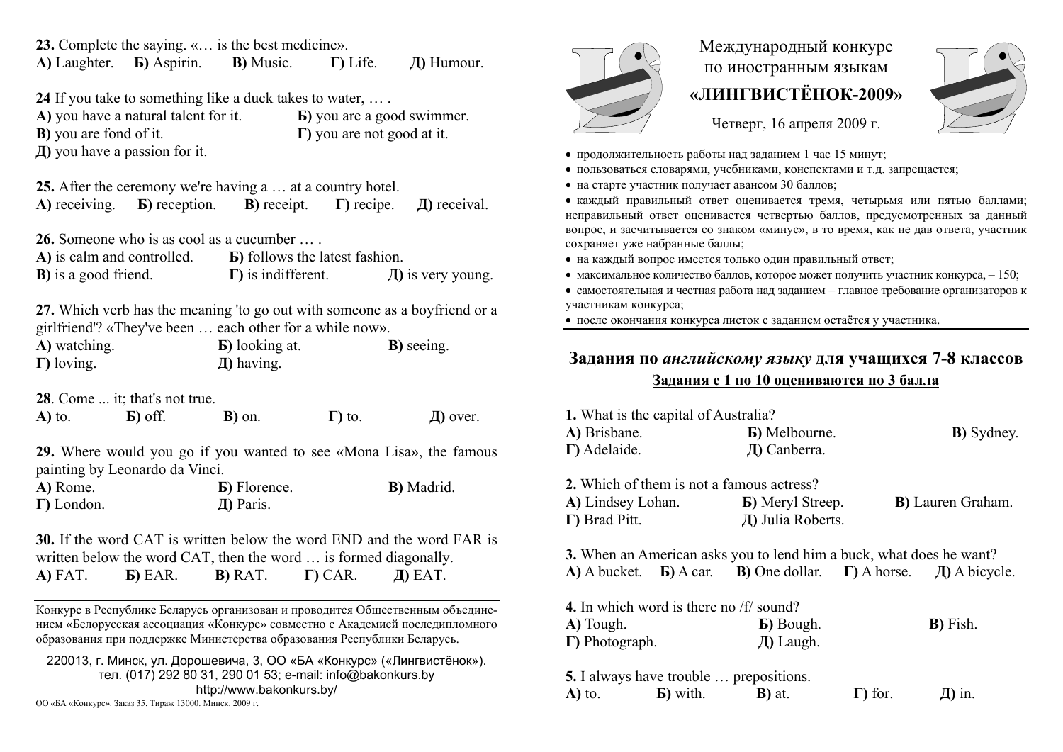Международный конкурс по иностранным языкам

## «ЛИНГВИСТЁНОК-2009»

Четверг, 16 апреля 2009 г.

- продолжительность работы над заданием 1 час 15 минут;
- пользоваться словарями, учебниками, конспектами и т.д. запрещается;
- на старте участник получает авансом 30 баллов;
- каждый правильный ответ оценивается тремя, четырьмя или пятью баллами; неправильный ответ оценивается четвертью баллов, предусмотренных за данный вопрос, и засчитывается со знаком «минус», в то время, как не дав ответа, участник сохраняет уже набранные баллы;
- на каждый вопрос имеется только один правильный ответ;
- максимальное количество баллов, которое может получить участник конкурса, – 150;
- самостоятельная и честная работа над заданием – главное требование организаторов к участникам конкурса;
- после окончания конкурса листок с заданием остаётся у участника.

## Задания по *английскому языку* для учащихся 7-8 классов

**Задания с 1 по 10 оцениваются по 3 балла**

**1.** What is the capital of Australia?
**А)** Brisbane. **Б)** Melbourne. **В)** Sydney. **Г)** Adelaide. **Д)** Canberra.

**2.** Which of them is not a famous actress?
**А)** Lindsey Lohan. **Б)** Meryl Streep. **В)** Lauren Graham. **Г)** Brad Pitt. **Д)** Julia Roberts.

**3.** When an American asks you to lend him a buck, what does he want?
**А)** A bucket. **Б)** A car. **В)** One dollar. **Г)** A horse. **Д)** A bicycle.

**4.** In which word is there no /f/ sound?
**А)** Tough. **Б)** Bough. **В)** Fish. **Г)** Photograph. **Д)** Laugh.

**5.** I always have trouble … prepositions.
**А)** to. **Б)** with. **В)** at. **Г)** for. **Д)** in.

**23.** Complete the saying. «… is the best medicine».
**А)** Laughter. **Б)** Aspirin. **В)** Music. **Г)** Life. **Д)** Humour.

**24** If you take to something like a duck takes to water, … .
**А)** you have a natural talent for it. **Б)** you are a good swimmer. **В)** you are fond of it. **Г)** you are not good at it. **Д)** you have a passion for it.

**25.** After the ceremony we're having a … at a country hotel.
**А)** receiving. **Б)** reception. **В)** receipt. **Г)** recipe. **Д)** receival.

**26.** Someone who is as cool as a cucumber … .
**А)** is calm and controlled. **Б)** follows the latest fashion. **В)** is a good friend. **Г)** is indifferent. **Д)** is very young.

**27.** Which verb has the meaning 'to go out with someone as a boyfriend or a girlfriend'? «They've been … each other for a while now».
**А)** watching. **Б)** looking at. **В)** seeing. **Г)** loving. **Д)** having.

**28**. Come ... it; that's not true.
**А)** to. **Б)** off. **В)** on. **Г)** to. **Д)** over.

**29.** Where would you go if you wanted to see «Mona Lisa», the famous painting by Leonardo da Vinci.
**А)** Rome. **Б)** Florence. **В)** Madrid. **Г)** London. **Д)** Paris.

**30.** If the word CAT is written below the word END and the word FAR is written below the word CAT, then the word … is formed diagonally.
**А)** FAT. **Б)** EAR. **В)** RAT. **Г)** CAR. **Д)** EAT.

---

Конкурс в Республике Беларусь организован и проводится Общественным объединением «Белорусская ассоциация «Конкурс» совместно с Академией последипломного образования при поддержке Министерства образования Республики Беларусь.

220013, г. Минск, ул. Дорошевича, 3, ОО «БА «Конкурс» («Лингвистёнок»).
тел. (017) 292 80 31, 290 01 53; e-mail: info@bakonkurs.by
http://www.bakonkurs.by/

ОО «БА «Конкурс». Заказ 35. Тираж 13000. Минск. 2009 г.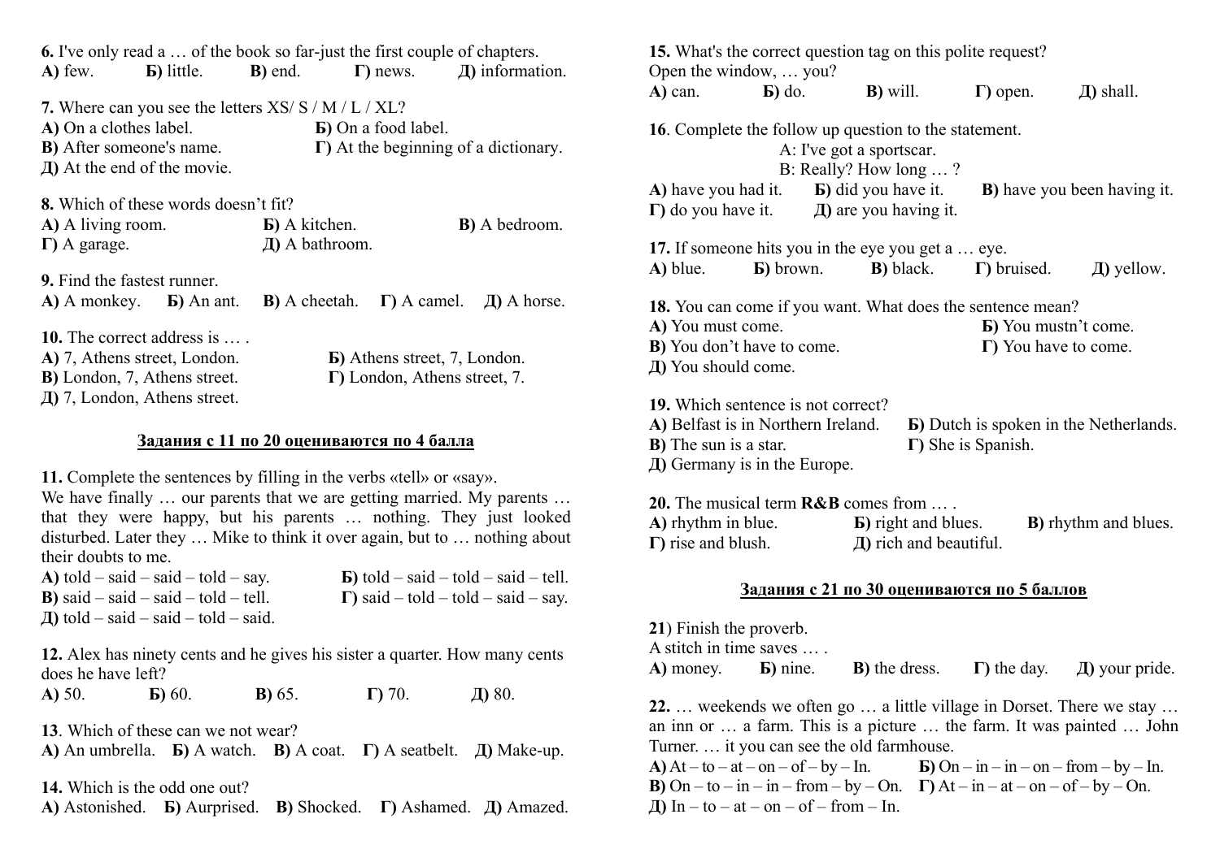**6.** I've only read a … of the book so far-just the first couple of chapters.
**А)** few. **Б)** little. **В)** end. **Г)** news. **Д)** information.

**7.** Where can you see the letters XS/ S / M / L / XL?
**А)** On a clothes label. **Б)** On a food label.
**В)** After someone's name. **Г)** At the beginning of a dictionary.
**Д)** At the end of the movie.

**8.** Which of these words doesn't fit?
**А)** A living room. **Б)** A kitchen. **В)** A bedroom.
**Г)** A garage. **Д)** A bathroom.

**9.** Find the fastest runner.
**А)** A monkey. **Б)** An ant. **В)** A cheetah. **Г)** A camel. **Д)** A horse.

**10.** The correct address is … .
**А)** 7, Athens street, London. **Б)** Athens street, 7, London.
**В)** London, 7, Athens street. **Г)** London, Athens street, 7.
**Д)** 7, London, Athens street.

## Задания с 11 по 20 оцениваются по 4 балла

**11.** Complete the sentences by filling in the verbs «tell» or «say».
We have finally … our parents that we are getting married. My parents … that they were happy, but his parents … nothing. They just looked disturbed. Later they … Mike to think it over again, but to … nothing about their doubts to me.
**А)** told – said – said – told – say. **Б)** told – said – told – said – tell.
**В)** said – said – said – told – tell. **Г)** said – told – told – said – say.
**Д)** told – said – said – told – said.

**12.** Alex has ninety cents and he gives his sister a quarter. How many cents does he have left?
**А)** 50. **Б)** 60. **В)** 65. **Г)** 70. **Д)** 80.

**13**. Which of these can we not wear?
**А)** An umbrella. **Б)** A watch. **В)** A coat. **Г)** A seatbelt. **Д)** Make-up.

**14.** Which is the odd one out?
**А)** Astonished. **Б)** Aurprised. **В)** Shocked. **Г)** Ashamed. **Д)** Amazed.

**15.** What's the correct question tag on this polite request?
Open the window, … you?
**А)** can. **Б)** do. **В)** will. **Г)** open. **Д)** shall.

**16**. Complete the follow up question to the statement.
A: I've got a sportscar.
B: Really? How long … ?
**А)** have you had it. **Б)** did you have it. **В)** have you been having it.
**Г)** do you have it. **Д)** are you having it.

**17.** If someone hits you in the eye you get a … eye.
**А)** blue. **Б)** brown. **В)** black. **Г)** bruised. **Д)** yellow.

**18.** You can come if you want. What does the sentence mean?
**А)** You must come. **Б)** You mustn't come.
**В)** You don't have to come. **Г)** You have to come.
**Д)** You should come.

**19.** Which sentence is not correct?
**А)** Belfast is in Northern Ireland. **Б)** Dutch is spoken in the Netherlands.
**В)** The sun is a star. **Г)** She is Spanish.
**Д)** Germany is in the Europe.

**20.** The musical term **R&B** comes from … .
**А)** rhythm in blue. **Б)** right and blues. **В)** rhythm and blues.
**Г)** rise and blush. **Д)** rich and beautiful.

## Задания с 21 по 30 оцениваются по 5 баллов

**21**) Finish the proverb.
A stitch in time saves … .
**А)** money. **Б)** nine. **В)** the dress. **Г)** the day. **Д)** your pride.

**22.** … weekends we often go … a little village in Dorset. There we stay … an inn or … a farm. This is a picture … the farm. It was painted … John Turner. … it you can see the old farmhouse.
**А)** At – to – at – on – of – by – In. **Б)** On – in – in – on – from – by – In.
**В)** On – to – in – in – from – by – On. **Г)** At – in – at – on – of – by – On.
**Д)** In – to – at – on – of – from – In.